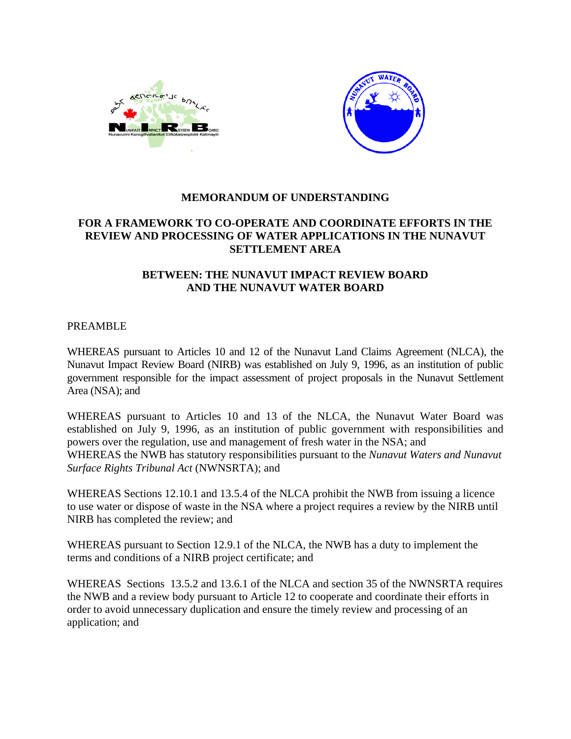# MEMORANDUM OF UNDERSTANDING

## FOR A FRAMEWORK TO CO-OPERATE AND COORDINATE EFFORTS IN THE REVIEW AND PROCESSING OF WATER APPLICATIONS IN THE NUNAVUT SETTLEMENT AREA

## BETWEEN: THE NUNAVUT IMPACT REVIEW BOARD AND THE NUNAVUT WATER BOARD

PREAMBLE

WHEREAS pursuant to Articles 10 and 12 of the Nunavut Land Claims Agreement (NLCA), the Nunavut Impact Review Board (NIRB) was established on July 9, 1996, as an institution of public government responsible for the impact assessment of project proposals in the Nunavut Settlement Area (NSA); and

WHEREAS pursuant to Articles 10 and 13 of the NLCA, the Nunavut Water Board was established on July 9, 1996, as an institution of public government with responsibilities and powers over the regulation, use and management of fresh water in the NSA; and

WHEREAS the NWB has statutory responsibilities pursuant to the *Nunavut Waters and Nunavut Surface Rights Tribunal Act* (NWNSRTA); and

WHEREAS Sections 12.10.1 and 13.5.4 of the NLCA prohibit the NWB from issuing a licence to use water or dispose of waste in the NSA where a project requires a review by the NIRB until NIRB has completed the review; and

WHEREAS pursuant to Section 12.9.1 of the NLCA, the NWB has a duty to implement the terms and conditions of a NIRB project certificate; and

WHEREAS Sections 13.5.2 and 13.6.1 of the NLCA and section 35 of the NWNSRTA requires the NWB and a review body pursuant to Article 12 to cooperate and coordinate their efforts in order to avoid unnecessary duplication and ensure the timely review and processing of an application; and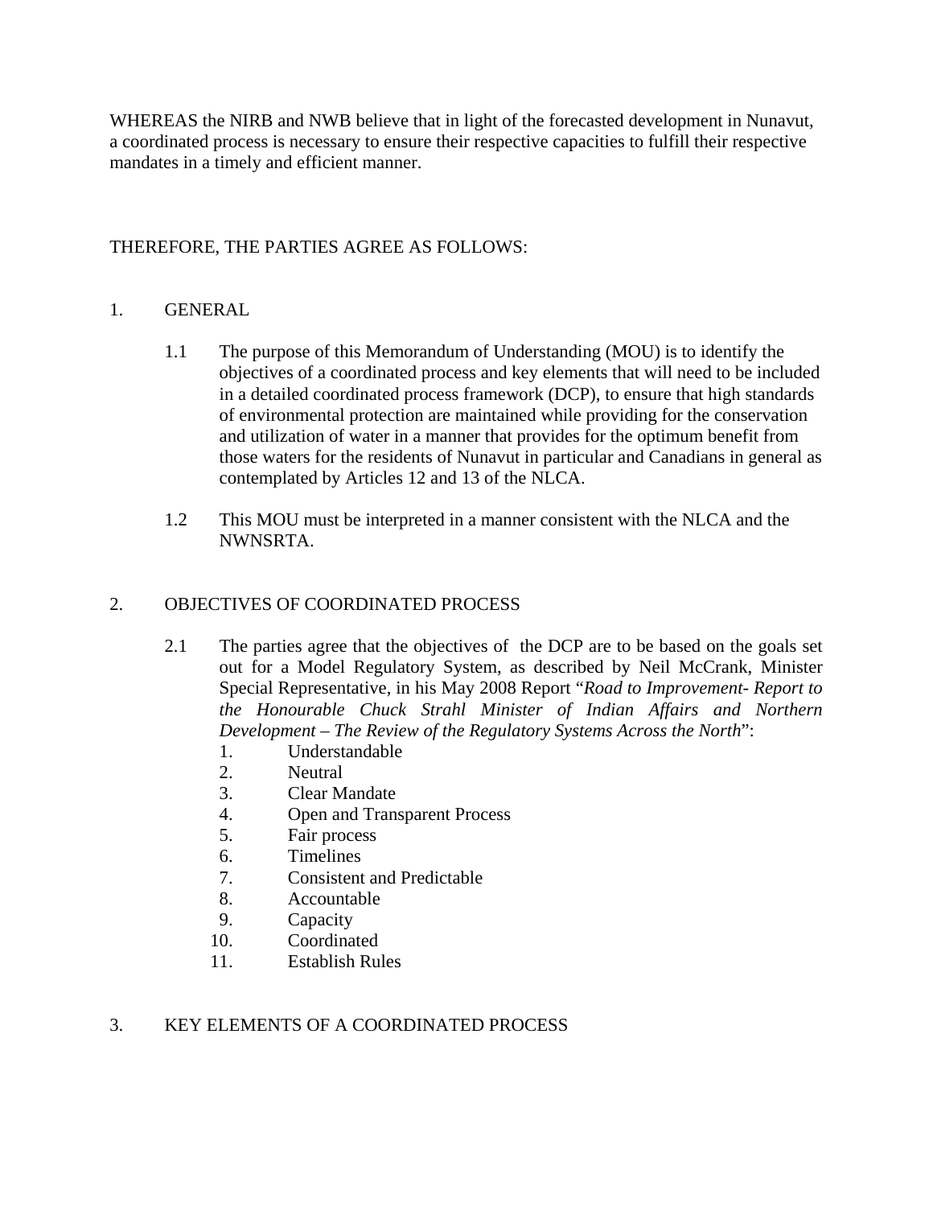WHEREAS the NIRB and NWB believe that in light of the forecasted development in Nunavut, a coordinated process is necessary to ensure their respective capacities to fulfill their respective mandates in a timely and efficient manner.

THEREFORE, THE PARTIES AGREE AS FOLLOWS:

## 1. GENERAL

1.1 The purpose of this Memorandum of Understanding (MOU) is to identify the objectives of a coordinated process and key elements that will need to be included in a detailed coordinated process framework (DCP), to ensure that high standards of environmental protection are maintained while providing for the conservation and utilization of water in a manner that provides for the optimum benefit from those waters for the residents of Nunavut in particular and Canadians in general as contemplated by Articles 12 and 13 of the NLCA.

1.2 This MOU must be interpreted in a manner consistent with the NLCA and the NWNSRTA.

## 2. OBJECTIVES OF COORDINATED PROCESS

2.1 The parties agree that the objectives of the DCP are to be based on the goals set out for a Model Regulatory System, as described by Neil McCrank, Minister Special Representative, in his May 2008 Report "*Road to Improvement- Report to the Honourable Chuck Strahl Minister of Indian Affairs and Northern Development – The Review of the Regulatory Systems Across the North*":

1. Understandable
2. Neutral
3. Clear Mandate
4. Open and Transparent Process
5. Fair process
6. Timelines
7. Consistent and Predictable
8. Accountable
9. Capacity
10. Coordinated
11. Establish Rules

## 3. KEY ELEMENTS OF A COORDINATED PROCESS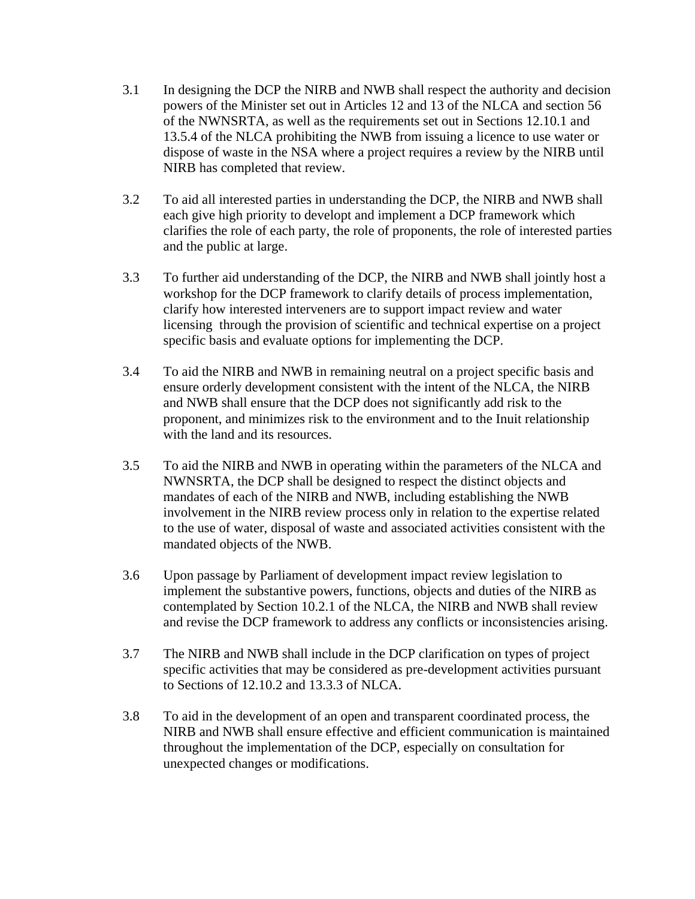3.1 In designing the DCP the NIRB and NWB shall respect the authority and decision powers of the Minister set out in Articles 12 and 13 of the NLCA and section 56 of the NWNSRTA, as well as the requirements set out in Sections 12.10.1 and 13.5.4 of the NLCA prohibiting the NWB from issuing a licence to use water or dispose of waste in the NSA where a project requires a review by the NIRB until NIRB has completed that review.

3.2 To aid all interested parties in understanding the DCP, the NIRB and NWB shall each give high priority to developt and implement a DCP framework which clarifies the role of each party, the role of proponents, the role of interested parties and the public at large.

3.3 To further aid understanding of the DCP, the NIRB and NWB shall jointly host a workshop for the DCP framework to clarify details of process implementation, clarify how interested interveners are to support impact review and water licensing through the provision of scientific and technical expertise on a project specific basis and evaluate options for implementing the DCP.

3.4 To aid the NIRB and NWB in remaining neutral on a project specific basis and ensure orderly development consistent with the intent of the NLCA, the NIRB and NWB shall ensure that the DCP does not significantly add risk to the proponent, and minimizes risk to the environment and to the Inuit relationship with the land and its resources.

3.5 To aid the NIRB and NWB in operating within the parameters of the NLCA and NWNSRTA, the DCP shall be designed to respect the distinct objects and mandates of each of the NIRB and NWB, including establishing the NWB involvement in the NIRB review process only in relation to the expertise related to the use of water, disposal of waste and associated activities consistent with the mandated objects of the NWB.

3.6 Upon passage by Parliament of development impact review legislation to implement the substantive powers, functions, objects and duties of the NIRB as contemplated by Section 10.2.1 of the NLCA, the NIRB and NWB shall review and revise the DCP framework to address any conflicts or inconsistencies arising.

3.7 The NIRB and NWB shall include in the DCP clarification on types of project specific activities that may be considered as pre-development activities pursuant to Sections of 12.10.2 and 13.3.3 of NLCA.

3.8 To aid in the development of an open and transparent coordinated process, the NIRB and NWB shall ensure effective and efficient communication is maintained throughout the implementation of the DCP, especially on consultation for unexpected changes or modifications.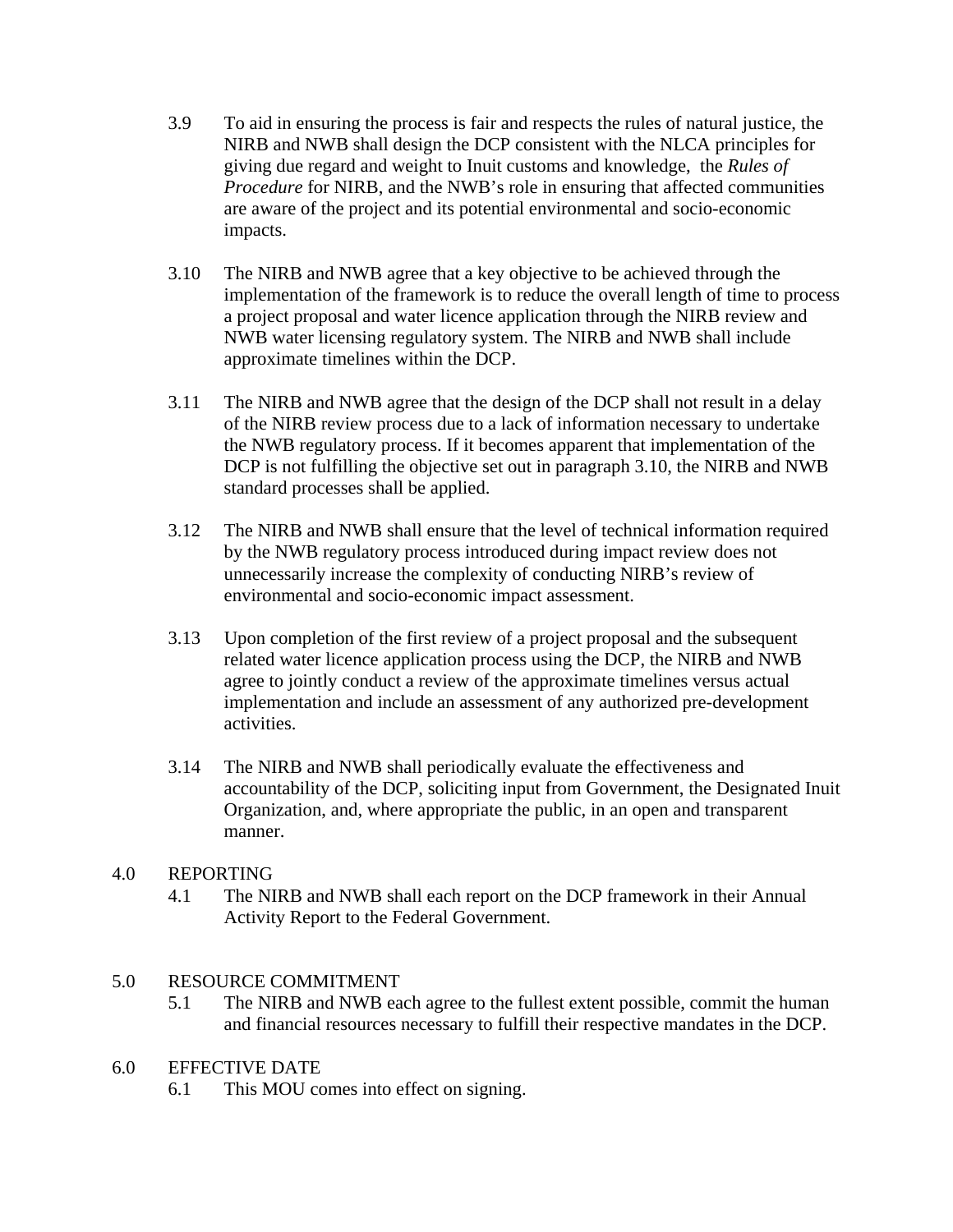3.9 To aid in ensuring the process is fair and respects the rules of natural justice, the NIRB and NWB shall design the DCP consistent with the NLCA principles for giving due regard and weight to Inuit customs and knowledge, the *Rules of Procedure* for NIRB, and the NWB's role in ensuring that affected communities are aware of the project and its potential environmental and socio-economic impacts.

3.10 The NIRB and NWB agree that a key objective to be achieved through the implementation of the framework is to reduce the overall length of time to process a project proposal and water licence application through the NIRB review and NWB water licensing regulatory system. The NIRB and NWB shall include approximate timelines within the DCP.

3.11 The NIRB and NWB agree that the design of the DCP shall not result in a delay of the NIRB review process due to a lack of information necessary to undertake the NWB regulatory process. If it becomes apparent that implementation of the DCP is not fulfilling the objective set out in paragraph 3.10, the NIRB and NWB standard processes shall be applied.

3.12 The NIRB and NWB shall ensure that the level of technical information required by the NWB regulatory process introduced during impact review does not unnecessarily increase the complexity of conducting NIRB's review of environmental and socio-economic impact assessment.

3.13 Upon completion of the first review of a project proposal and the subsequent related water licence application process using the DCP, the NIRB and NWB agree to jointly conduct a review of the approximate timelines versus actual implementation and include an assessment of any authorized pre-development activities.

3.14 The NIRB and NWB shall periodically evaluate the effectiveness and accountability of the DCP, soliciting input from Government, the Designated Inuit Organization, and, where appropriate the public, in an open and transparent manner.

4.0 REPORTING

4.1 The NIRB and NWB shall each report on the DCP framework in their Annual Activity Report to the Federal Government.

5.0 RESOURCE COMMITMENT

5.1 The NIRB and NWB each agree to the fullest extent possible, commit the human and financial resources necessary to fulfill their respective mandates in the DCP.

6.0 EFFECTIVE DATE

6.1 This MOU comes into effect on signing.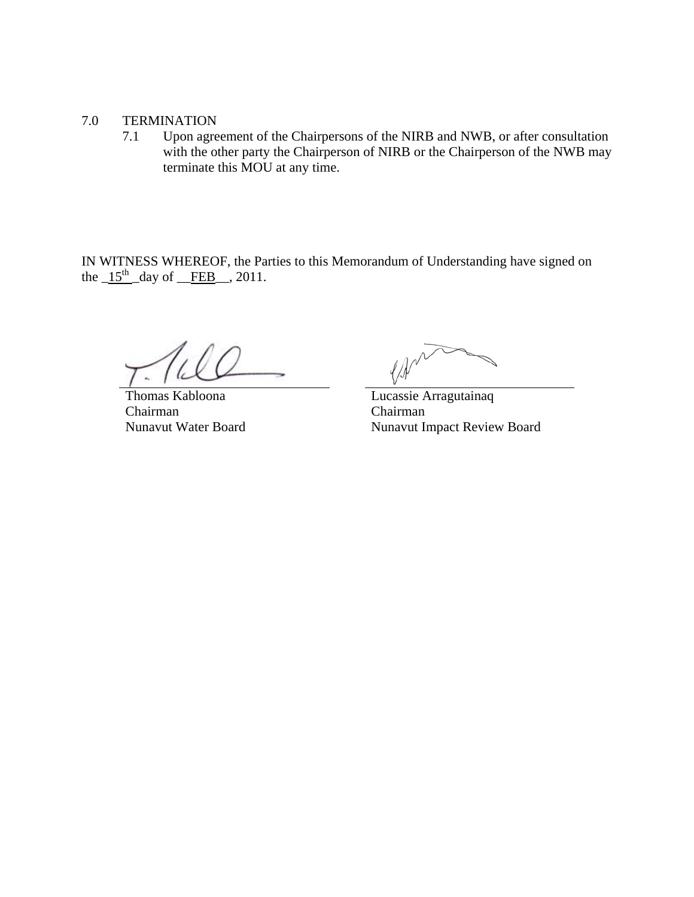## 7.0 TERMINATION

7.1 Upon agreement of the Chairpersons of the NIRB and NWB, or after consultation with the other party the Chairperson of NIRB or the Chairperson of the NWB may terminate this MOU at any time.

IN WITNESS WHEREOF, the Parties to this Memorandum of Understanding have signed on the 15th day of FEB, 2011.

| | |
|---|---|
| Thomas Kabloona | Lucassie Arragutainaq |
| Chairman | Chairman |
| Nunavut Water Board | Nunavut Impact Review Board |